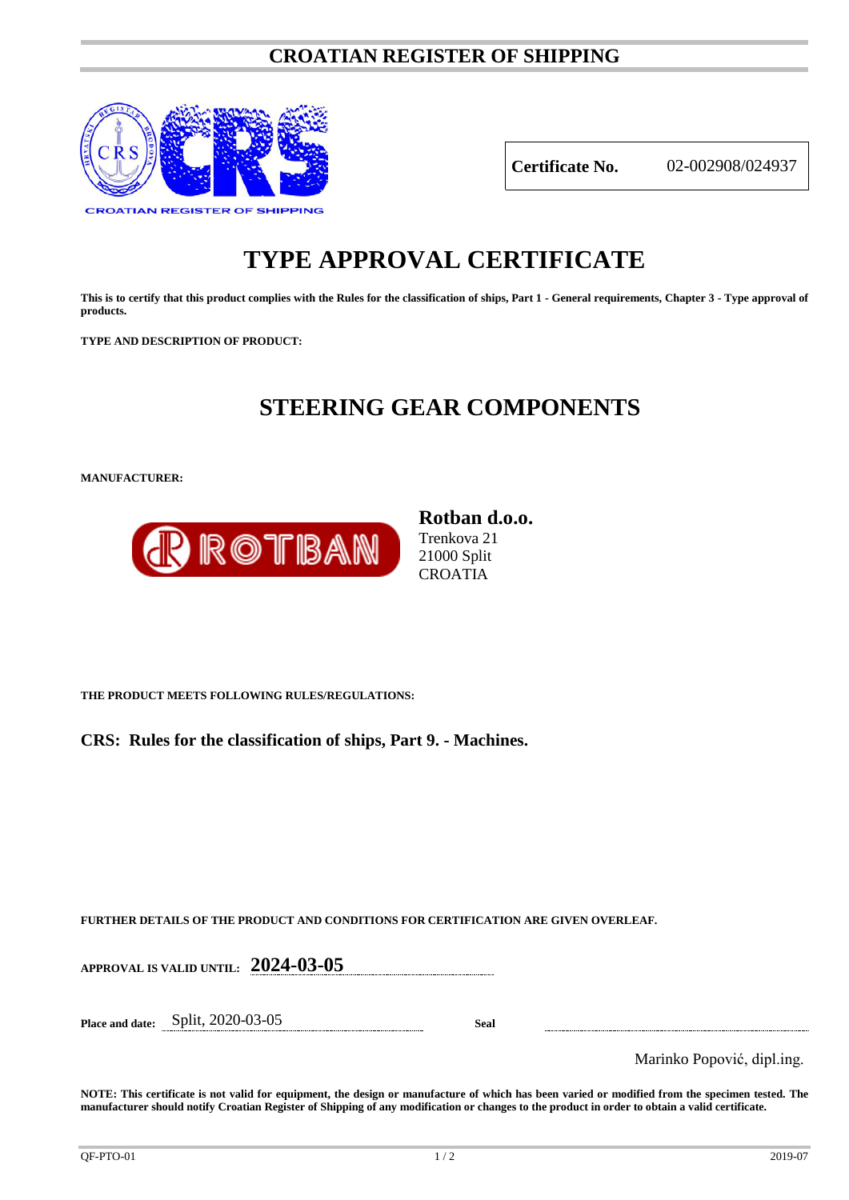# CROATIAN REGISTER OF SHIPPING

CROATIAN REGISTER OF SHIPPING

| **Certificate No.** | 02-002908/024937 |
|---|---|

# TYPE APPROVAL CERTIFICATE

**This is to certify that this product complies with the Rules for the classification of ships, Part 1 - General requirements, Chapter 3 - Type approval of products.**

**TYPE AND DESCRIPTION OF PRODUCT:**

## STEERING GEAR COMPONENTS

**MANUFACTURER:**

ROTBAN

**Rotban d.o.o.**
Trenkova 21
21000 Split
CROATIA

**THE PRODUCT MEETS FOLLOWING RULES/REGULATIONS:**

**CRS: Rules for the classification of ships, Part 9. - Machines.**

**FURTHER DETAILS OF THE PRODUCT AND CONDITIONS FOR CERTIFICATION ARE GIVEN OVERLEAF.**

**APPROVAL IS VALID UNTIL:** **2024-03-05**

**Place and date:** Split, 2020-03-05 **Seal**

Marinko Popović, dipl.ing.

**NOTE: This certificate is not valid for equipment, the design or manufacture of which has been varied or modified from the specimen tested. The manufacturer should notify Croatian Register of Shipping of any modification or changes to the product in order to obtain a valid certificate.**

QF-PTO-01 2019-07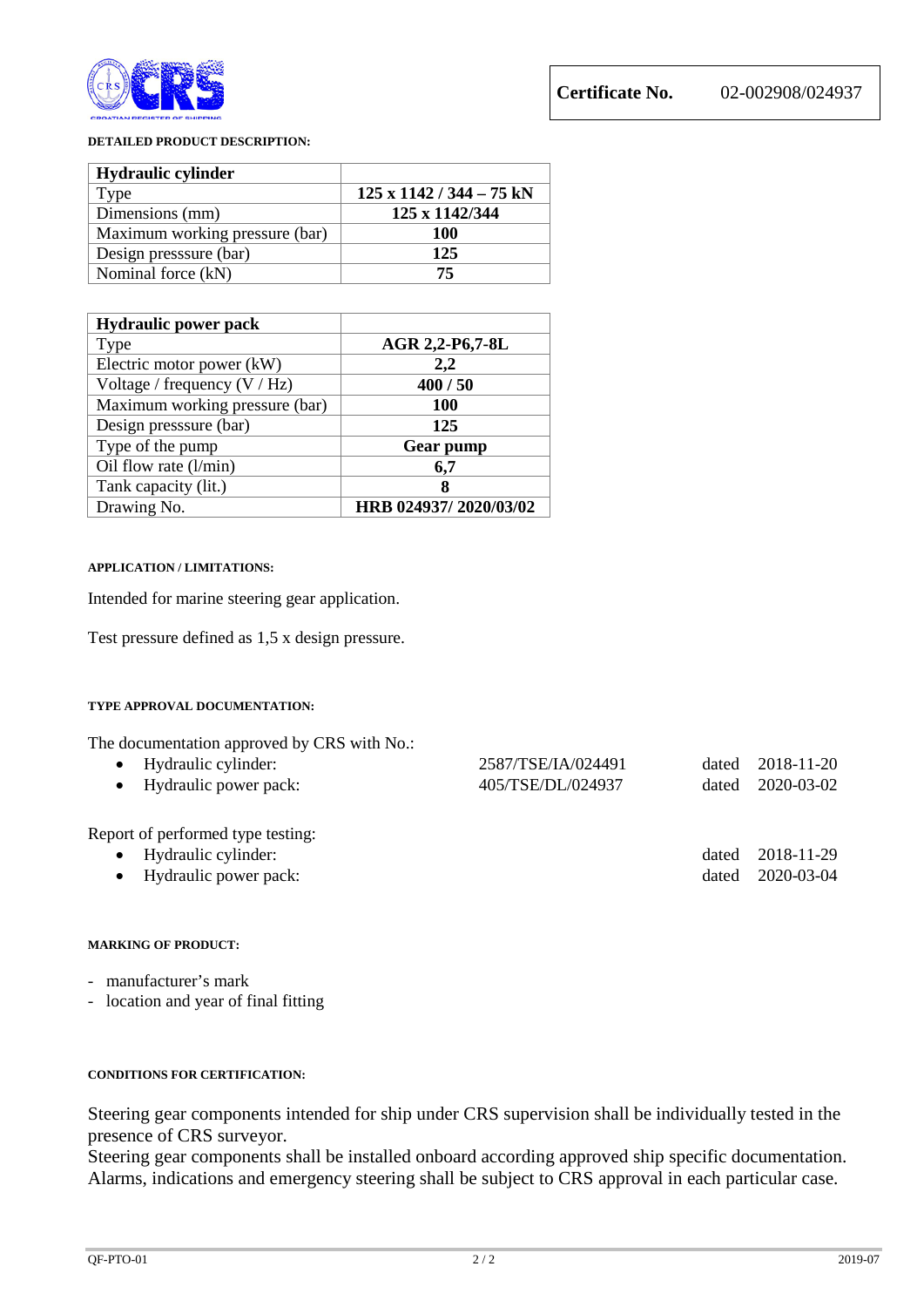**Certificate No.** 02-002908/024937

**DETAILED PRODUCT DESCRIPTION:**

| **Hydraulic cylinder** | |
|---|---|
| Type | **125 x 1142 / 344 – 75 kN** |
| Dimensions (mm) | **125 x 1142/344** |
| Maximum working pressure (bar) | **100** |
| Design presssure (bar) | **125** |
| Nominal force (kN) | **75** |

| **Hydraulic power pack** | |
|---|---|
| Type | **AGR 2,2-P6,7-8L** |
| Electric motor power (kW) | **2,2** |
| Voltage / frequency (V / Hz) | **400 / 50** |
| Maximum working pressure (bar) | **100** |
| Design presssure (bar) | **125** |
| Type of the pump | **Gear pump** |
| Oil flow rate (l/min) | **6,7** |
| Tank capacity (lit.) | **8** |
| Drawing No. | **HRB 024937/ 2020/03/02** |

**APPLICATION / LIMITATIONS:**

Intended for marine steering gear application.

Test pressure defined as 1,5 x design pressure.

**TYPE APPROVAL DOCUMENTATION:**

The documentation approved by CRS with No.:

- Hydraulic cylinder: 2587/TSE/IA/024491 dated 2018-11-20
- Hydraulic power pack: 405/TSE/DL/024937 dated 2020-03-02

Report of performed type testing:

- Hydraulic cylinder: dated 2018-11-29
- Hydraulic power pack: dated 2020-03-04

**MARKING OF PRODUCT:**

- manufacturer's mark
- location and year of final fitting

**CONDITIONS FOR CERTIFICATION:**

Steering gear components intended for ship under CRS supervision shall be individually tested in the presence of CRS surveyor.
Steering gear components shall be installed onboard according approved ship specific documentation.
Alarms, indications and emergency steering shall be subject to CRS approval in each particular case.

QF-PTO-01 2019-07